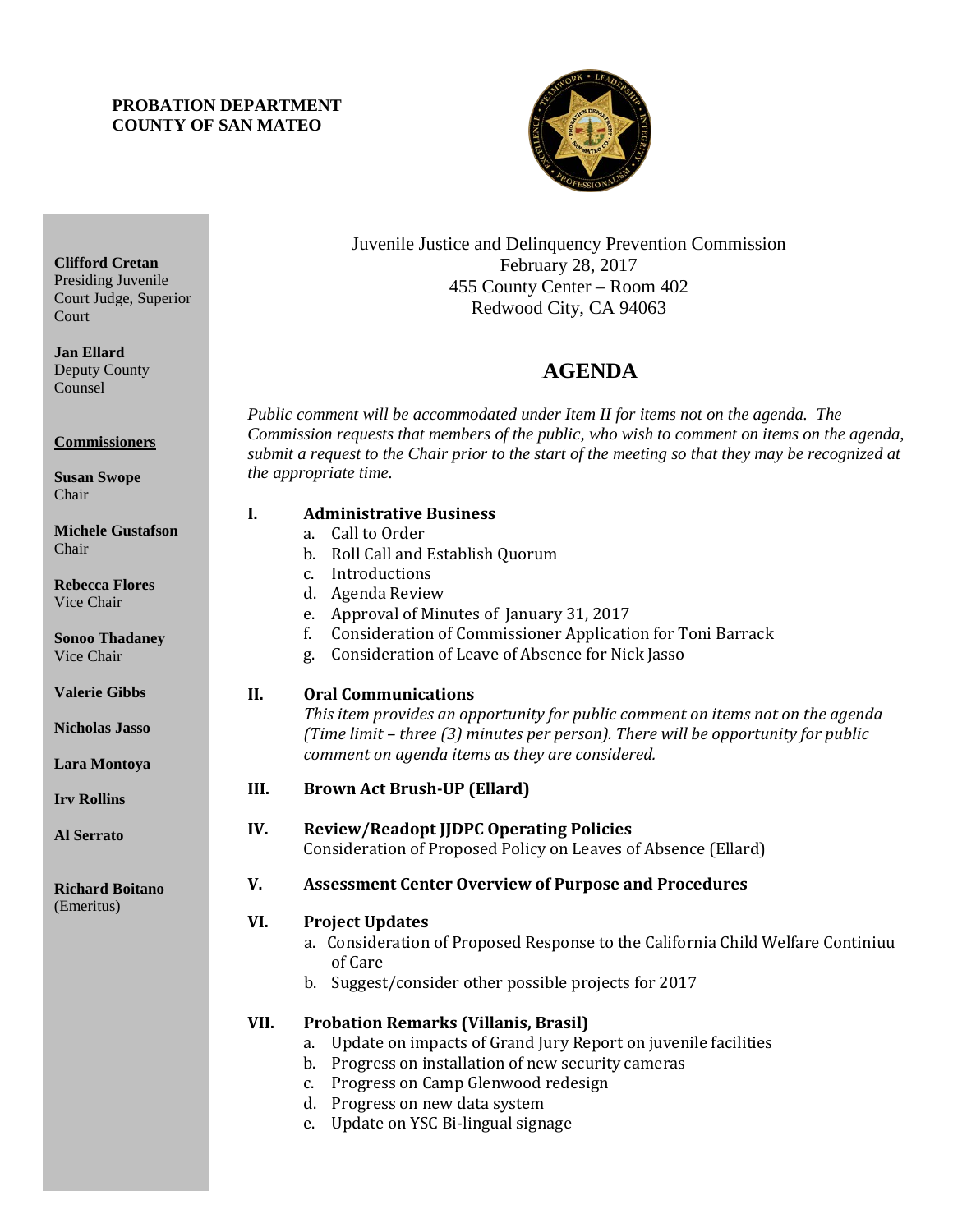**PROBATION DEPARTMENT**
**COUNTY OF SAN MATEO**

**Clifford Cretan**
Presiding Juvenile Court Judge, Superior Court

**Jan Ellard**
Deputy County Counsel

**Commissioners**

**Susan Swope**
Chair

**Michele Gustafson**
Chair

**Rebecca Flores**
Vice Chair

**Sonoo Thadaney**
Vice Chair

**Valerie Gibbs**

**Nicholas Jasso**

**Lara Montoya**

**Irv Rollins**

**Al Serrato**

**Richard Boitano**
(Emeritus)

Juvenile Justice and Delinquency Prevention Commission
February 28, 2017
455 County Center – Room 402
Redwood City, CA 94063

# AGENDA

*Public comment will be accommodated under Item II for items not on the agenda. The Commission requests that members of the public, who wish to comment on items on the agenda, submit a request to the Chair prior to the start of the meeting so that they may be recognized at the appropriate time.*

**I. Administrative Business**

a. Call to Order
b. Roll Call and Establish Quorum
c. Introductions
d. Agenda Review
e. Approval of Minutes of January 31, 2017
f. Consideration of Commissioner Application for Toni Barrack
g. Consideration of Leave of Absence for Nick Jasso

**II. Oral Communications**

*This item provides an opportunity for public comment on items not on the agenda (Time limit – three (3) minutes per person). There will be opportunity for public comment on agenda items as they are considered.*

**III. Brown Act Brush-UP (Ellard)**

**IV. Review/Readopt JJDPC Operating Policies**

Consideration of Proposed Policy on Leaves of Absence (Ellard)

**V. Assessment Center Overview of Purpose and Procedures**

**VI. Project Updates**

a. Consideration of Proposed Response to the California Child Welfare Continiuu of Care
b. Suggest/consider other possible projects for 2017

**VII. Probation Remarks (Villanis, Brasil)**

a. Update on impacts of Grand Jury Report on juvenile facilities
b. Progress on installation of new security cameras
c. Progress on Camp Glenwood redesign
d. Progress on new data system
e. Update on YSC Bi-lingual signage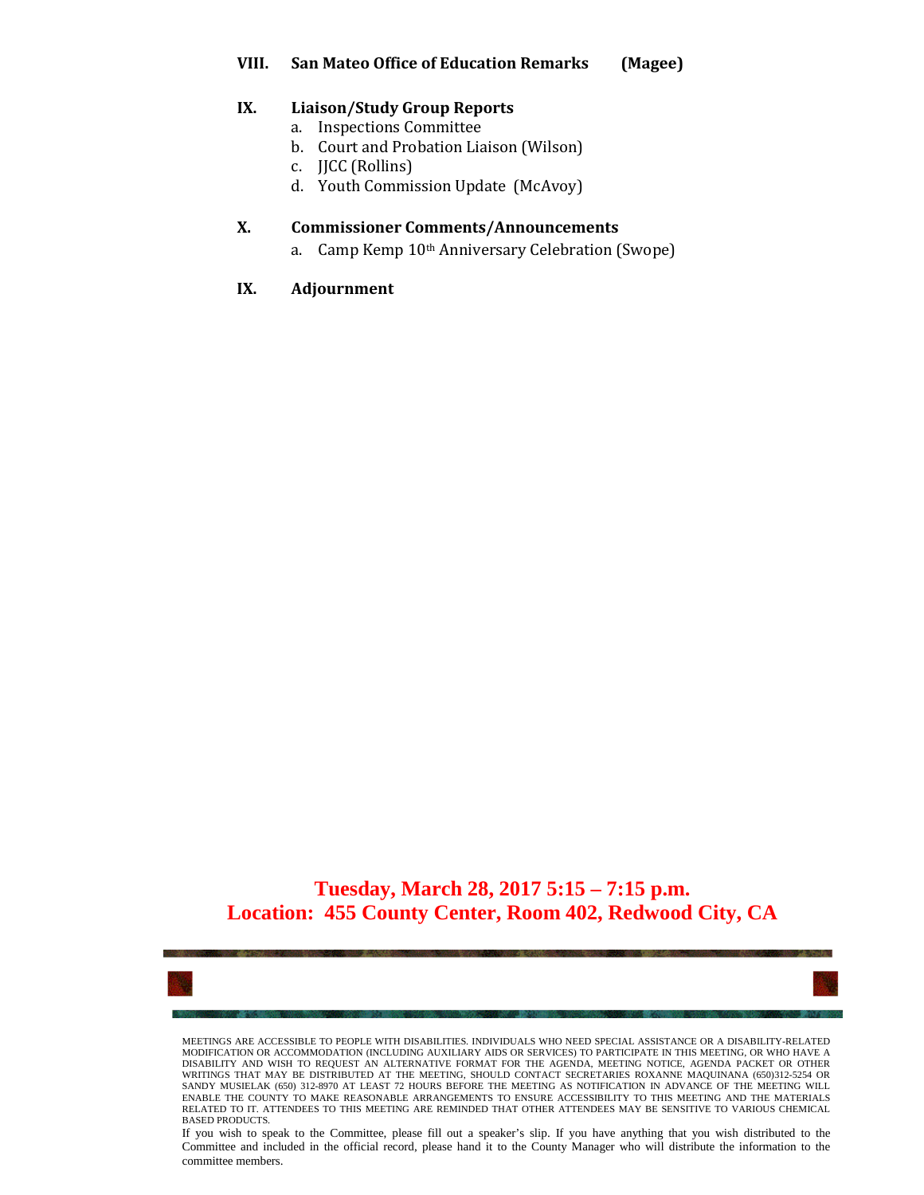**VIII. San Mateo Office of Education Remarks (Magee)**

**IX. Liaison/Study Group Reports**

a. Inspections Committee
b. Court and Probation Liaison (Wilson)
c. JJCC (Rollins)
d. Youth Commission Update (McAvoy)

**X. Commissioner Comments/Announcements**

a. Camp Kemp 10th Anniversary Celebration (Swope)

**IX. Adjournment**

**Tuesday, March 28, 2017 5:15 – 7:15 p.m.**
**Location: 455 County Center, Room 402, Redwood City, CA**

MEETINGS ARE ACCESSIBLE TO PEOPLE WITH DISABILITIES. INDIVIDUALS WHO NEED SPECIAL ASSISTANCE OR A DISABILITY-RELATED MODIFICATION OR ACCOMMODATION (INCLUDING AUXILIARY AIDS OR SERVICES) TO PARTICIPATE IN THIS MEETING, OR WHO HAVE A DISABILITY AND WISH TO REQUEST AN ALTERNATIVE FORMAT FOR THE AGENDA, MEETING NOTICE, AGENDA PACKET OR OTHER WRITINGS THAT MAY BE DISTRIBUTED AT THE MEETING, SHOULD CONTACT SECRETARIES ROXANNE MAQUINANA (650)312-5254 OR SANDY MUSIELAK (650) 312-8970 AT LEAST 72 HOURS BEFORE THE MEETING AS NOTIFICATION IN ADVANCE OF THE MEETING WILL ENABLE THE COUNTY TO MAKE REASONABLE ARRANGEMENTS TO ENSURE ACCESSIBILITY TO THIS MEETING AND THE MATERIALS RELATED TO IT. ATTENDEES TO THIS MEETING ARE REMINDED THAT OTHER ATTENDEES MAY BE SENSITIVE TO VARIOUS CHEMICAL BASED PRODUCTS.

If you wish to speak to the Committee, please fill out a speaker's slip. If you have anything that you wish distributed to the Committee and included in the official record, please hand it to the County Manager who will distribute the information to the committee members.